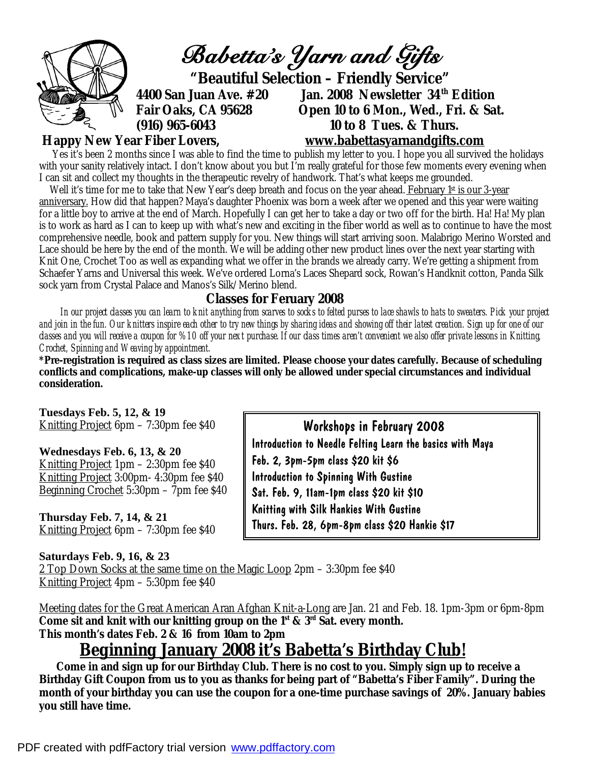# Babetta's Yarn and Gifts

**"Beautiful Selection – Friendly Service"**

**4400 San Juan Ave. #20**
**Fair Oaks, CA 95628**
**(916) 965-6043**

**Jan. 2008 Newsletter 34th Edition**
**Open 10 to 6 Mon., Wed., Fri. & Sat.**
**10 to 8 Tues. & Thurs.**
**www.babettasyarnandgifts.com**

**Happy New Year Fiber Lovers,**

Yes it's been 2 months since I was able to find the time to publish my letter to you. I hope you all survived the holidays with your sanity relatively intact. I don't know about you but I'm really grateful for those few moments every evening when I can sit and collect my thoughts in the therapeutic revelry of handwork. That's what keeps me grounded.

Well it's time for me to take that New Year's deep breath and focus on the year ahead. February 1st is our 3-year anniversary. How did that happen? Maya's daughter Phoenix was born a week after we opened and this year were waiting for a little boy to arrive at the end of March. Hopefully I can get her to take a day or two off for the birth. Ha! Ha! My plan is to work as hard as I can to keep up with what's new and exciting in the fiber world as well as to continue to have the most comprehensive needle, book and pattern supply for you. New things will start arriving soon. Malabrigo Merino Worsted and Lace should be here by the end of the month. We will be adding other new product lines over the next year starting with Knit One, Crochet Too as well as expanding what we offer in the brands we already carry. We're getting a shipment from Schaefer Yarns and Universal this week. We've ordered Lorna's Laces Shepard sock, Rowan's Handknit cotton, Panda Silk sock yarn from Crystal Palace and Manos's Silk/Merino blend.

## Classes for Feruary 2008

*In our project classes you can learn to knit anything from scarves to socks to felted purses to lace shawls to hats to sweaters. Pick your project and join in the fun. Our knitters inspire each other to try new things by sharing ideas and showing off their latest creation. Sign up for one of our classes and you will receive a coupon for %10 off your next purchase. If our class times aren't convenient we also offer private lessons in Knitting, Crochet, Spinning and Weaving by appointment.*

**\*Pre-registration is required as class sizes are limited. Please choose your dates carefully. Because of scheduling conflicts and complications, make-up classes will only be allowed under special circumstances and individual consideration.**

**Tuesdays Feb. 5, 12, & 19**
Knitting Project 6pm – 7:30pm fee $40

**Wednesdays Feb. 6, 13, & 20**
Knitting Project 1pm – 2:30pm fee $40
Knitting Project 3:00pm- 4:30pm fee $40
Beginning Crochet 5:30pm – 7pm fee $40

**Thursday Feb. 7, 14, & 21**
Knitting Project 6pm – 7:30pm fee $40

**Saturdays Feb. 9, 16, & 23**
2 Top Down Socks at the same time on the Magic Loop 2pm – 3:30pm fee $40
Knitting Project 4pm – 5:30pm fee $40

### Workshops in February 2008

Introduction to Needle Felting Learn the basics with Maya
Feb. 2, 3pm-5pm class $20 kit $6
Introduction to Spinning With Gustine
Sat. Feb. 9, 11am-1pm class $20 kit $10
Knitting with Silk Hankies With Gustine
Thurs. Feb. 28, 6pm-8pm class $20 Hankie $17

Meeting dates for the Great American Aran Afghan Knit-a-Long are Jan. 21 and Feb. 18. 1pm-3pm or 6pm-8pm
**Come sit and knit with our knitting group on the 1st & 3rd Sat. every month.**
**This month's dates Feb. 2 & 16 from 10am to 2pm**

## Beginning January 2008 it's Babetta's Birthday Club!

**Come in and sign up for our Birthday Club. There is no cost to you. Simply sign up to receive a Birthday Gift Coupon from us to you as thanks for being part of "Babetta's Fiber Family". During the month of your birthday you can use the coupon for a one-time purchase savings of 20%. January babies you still have time.**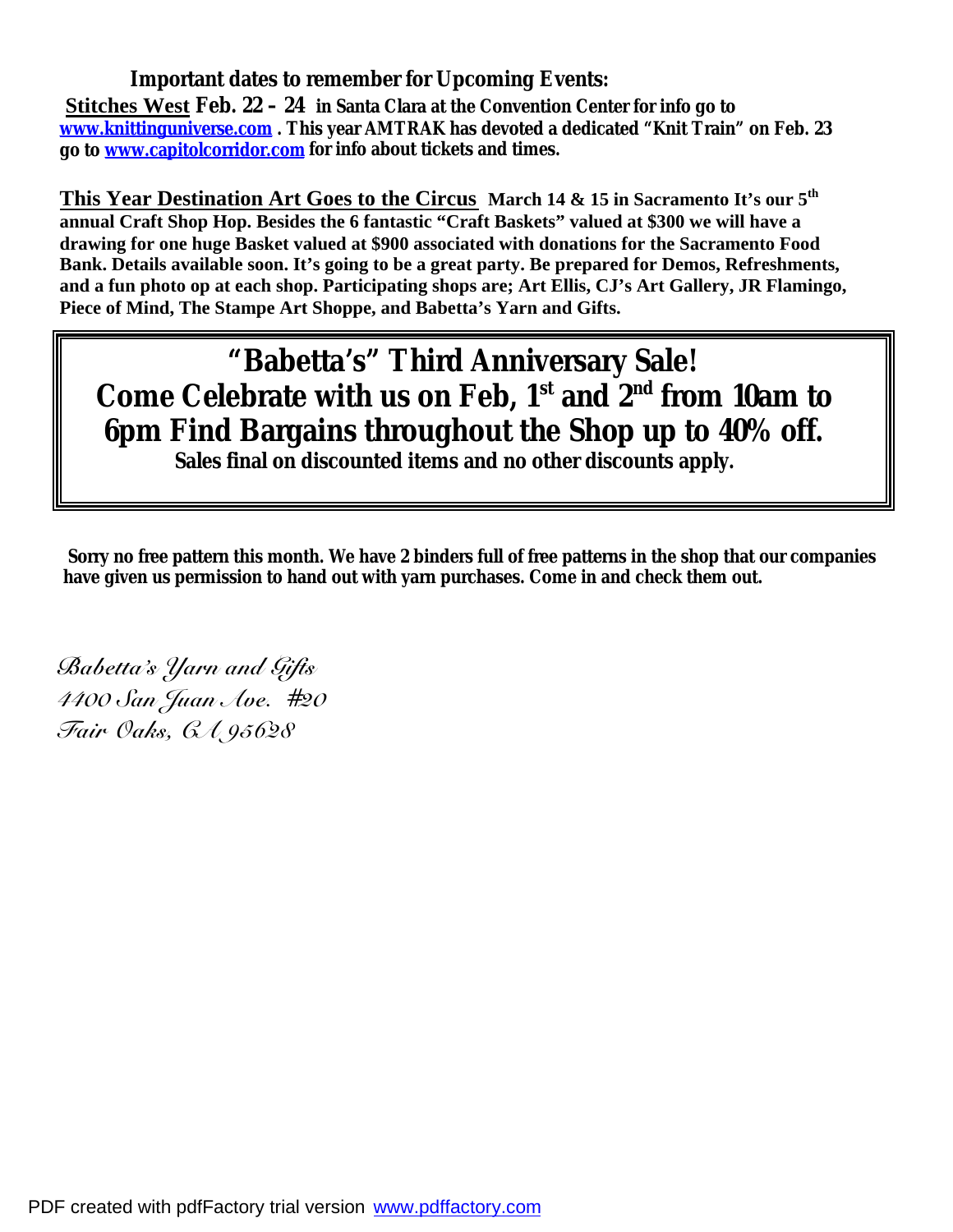**Important dates to remember for Upcoming Events:**

**Stitches West Feb. 22 – 24 in Santa Clara at the Convention Center for info go to [www.knittinguniverse.com](http://www.knittinguniverse.com) . This year AMTRAK has devoted a dedicated "Knit Train" on Feb. 23 go to [www.capitolcorridor.com](http://www.capitolcorridor.com) for info about tickets and times.**

**This Year Destination Art Goes to the Circus March 14 & 15 in Sacramento It's our 5th annual Craft Shop Hop. Besides the 6 fantastic "Craft Baskets" valued at $300 we will have a drawing for one huge Basket valued at $900 associated with donations for the Sacramento Food Bank. Details available soon. It's going to be a great party. Be prepared for Demos, Refreshments, and a fun photo op at each shop. Participating shops are; Art Ellis, CJ's Art Gallery, JR Flamingo, Piece of Mind, The Stampe Art Shoppe, and Babetta's Yarn and Gifts.**

## "Babetta's" Third Anniversary Sale!
## Come Celebrate with us on Feb, 1st and 2nd from 10am to 6pm Find Bargains throughout the Shop up to 40% off.

**Sales final on discounted items and no other discounts apply.**

**Sorry no free pattern this month. We have 2 binders full of free patterns in the shop that our companies have given us permission to hand out with yarn purchases. Come in and check them out.**

*Babetta's Yarn and Gifts*
*4400 San Juan Ave. #20*
*Fair Oaks, CA 95628*